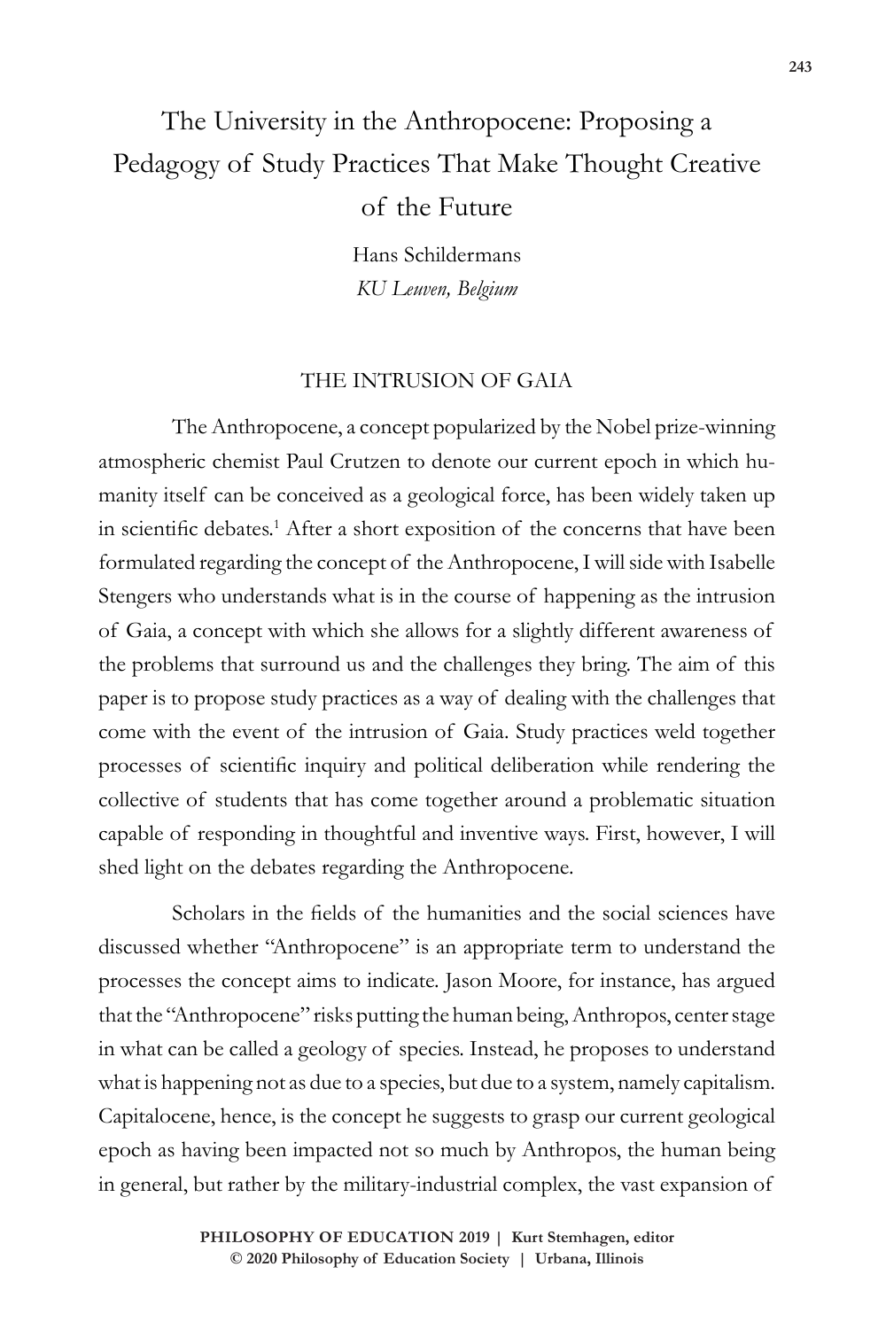# The University in the Anthropocene: Proposing a Pedagogy of Study Practices That Make Thought Creative of the Future

Hans Schildermans
*KU Leuven, Belgium*

## THE INTRUSION OF GAIA

The Anthropocene, a concept popularized by the Nobel prize-winning atmospheric chemist Paul Crutzen to denote our current epoch in which humanity itself can be conceived as a geological force, has been widely taken up in scientific debates.[1] After a short exposition of the concerns that have been formulated regarding the concept of the Anthropocene, I will side with Isabelle Stengers who understands what is in the course of happening as the intrusion of Gaia, a concept with which she allows for a slightly different awareness of the problems that surround us and the challenges they bring. The aim of this paper is to propose study practices as a way of dealing with the challenges that come with the event of the intrusion of Gaia. Study practices weld together processes of scientific inquiry and political deliberation while rendering the collective of students that has come together around a problematic situation capable of responding in thoughtful and inventive ways. First, however, I will shed light on the debates regarding the Anthropocene.

Scholars in the fields of the humanities and the social sciences have discussed whether "Anthropocene" is an appropriate term to understand the processes the concept aims to indicate. Jason Moore, for instance, has argued that the "Anthropocene" risks putting the human being, Anthropos, center stage in what can be called a geology of species. Instead, he proposes to understand what is happening not as due to a species, but due to a system, namely capitalism. Capitalocene, hence, is the concept he suggests to grasp our current geological epoch as having been impacted not so much by Anthropos, the human being in general, but rather by the military-industrial complex, the vast expansion of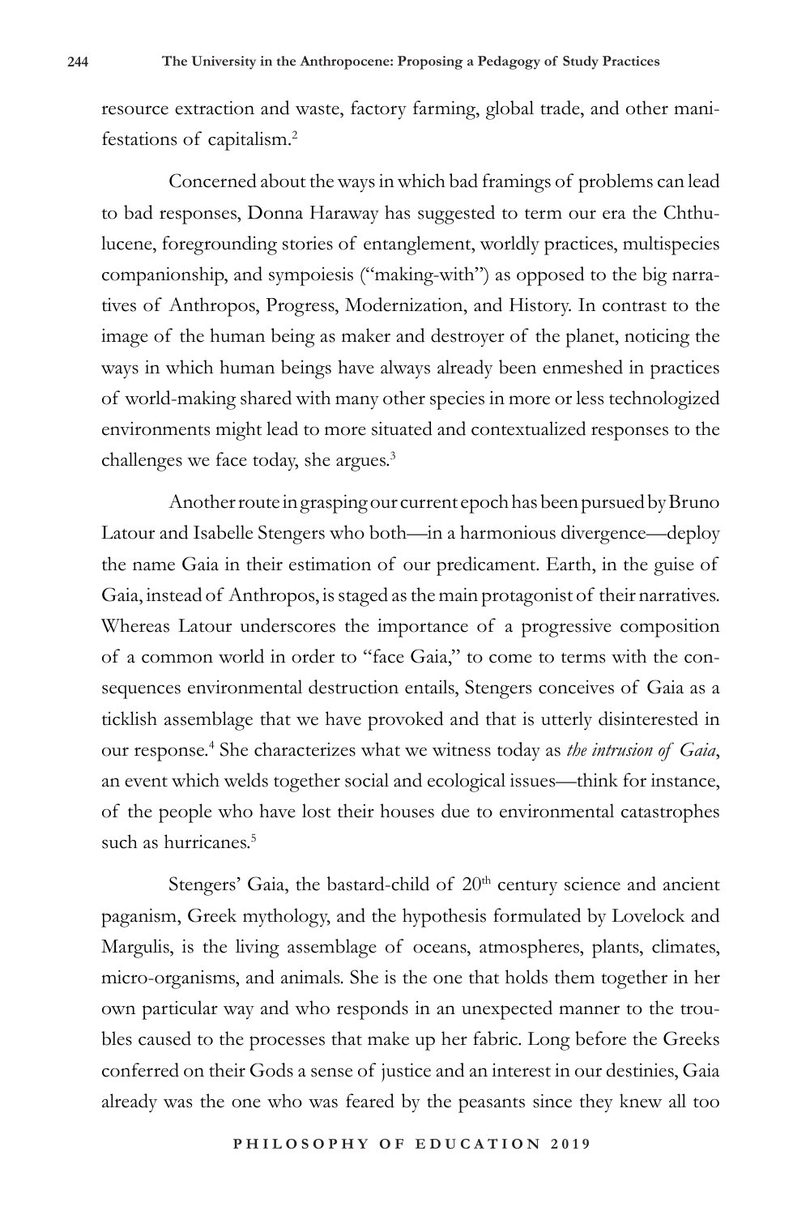resource extraction and waste, factory farming, global trade, and other manifestations of capitalism.[2]

Concerned about the ways in which bad framings of problems can lead to bad responses, Donna Haraway has suggested to term our era the Chthulucene, foregrounding stories of entanglement, worldly practices, multispecies companionship, and sympoiesis ("making-with") as opposed to the big narratives of Anthropos, Progress, Modernization, and History. In contrast to the image of the human being as maker and destroyer of the planet, noticing the ways in which human beings have always already been enmeshed in practices of world-making shared with many other species in more or less technologized environments might lead to more situated and contextualized responses to the challenges we face today, she argues.[3]

Another route in grasping our current epoch has been pursued by Bruno Latour and Isabelle Stengers who both—in a harmonious divergence—deploy the name Gaia in their estimation of our predicament. Earth, in the guise of Gaia, instead of Anthropos, is staged as the main protagonist of their narratives. Whereas Latour underscores the importance of a progressive composition of a common world in order to "face Gaia," to come to terms with the consequences environmental destruction entails, Stengers conceives of Gaia as a ticklish assemblage that we have provoked and that is utterly disinterested in our response.[4] She characterizes what we witness today as *the intrusion of Gaia*, an event which welds together social and ecological issues—think for instance, of the people who have lost their houses due to environmental catastrophes such as hurricanes.[5]

Stengers' Gaia, the bastard-child of 20th century science and ancient paganism, Greek mythology, and the hypothesis formulated by Lovelock and Margulis, is the living assemblage of oceans, atmospheres, plants, climates, micro-organisms, and animals. She is the one that holds them together in her own particular way and who responds in an unexpected manner to the troubles caused to the processes that make up her fabric. Long before the Greeks conferred on their Gods a sense of justice and an interest in our destinies, Gaia already was the one who was feared by the peasants since they knew all too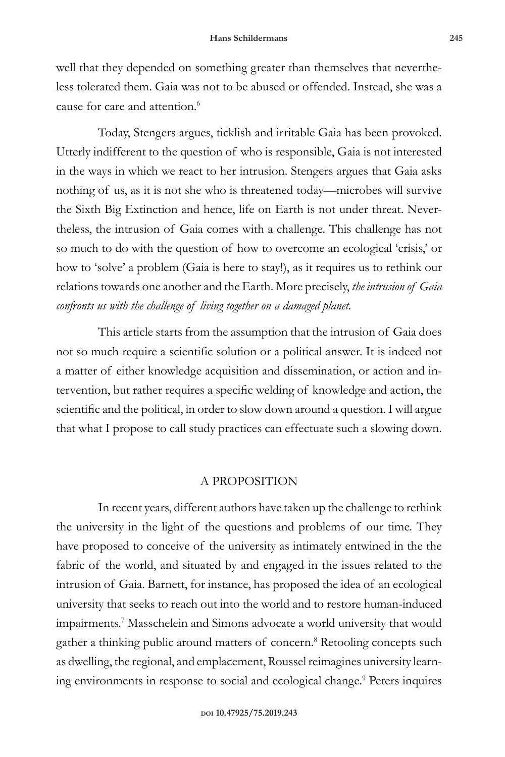well that they depended on something greater than themselves that nevertheless tolerated them. Gaia was not to be abused or offended. Instead, she was a cause for care and attention.[6]

Today, Stengers argues, ticklish and irritable Gaia has been provoked. Utterly indifferent to the question of who is responsible, Gaia is not interested in the ways in which we react to her intrusion. Stengers argues that Gaia asks nothing of us, as it is not she who is threatened today—microbes will survive the Sixth Big Extinction and hence, life on Earth is not under threat. Nevertheless, the intrusion of Gaia comes with a challenge. This challenge has not so much to do with the question of how to overcome an ecological 'crisis,' or how to 'solve' a problem (Gaia is here to stay!), as it requires us to rethink our relations towards one another and the Earth. More precisely, *the intrusion of Gaia confronts us with the challenge of living together on a damaged planet.*

This article starts from the assumption that the intrusion of Gaia does not so much require a scientific solution or a political answer. It is indeed not a matter of either knowledge acquisition and dissemination, or action and intervention, but rather requires a specific welding of knowledge and action, the scientific and the political, in order to slow down around a question. I will argue that what I propose to call study practices can effectuate such a slowing down.

## A PROPOSITION

In recent years, different authors have taken up the challenge to rethink the university in the light of the questions and problems of our time. They have proposed to conceive of the university as intimately entwined in the the fabric of the world, and situated by and engaged in the issues related to the intrusion of Gaia. Barnett, for instance, has proposed the idea of an ecological university that seeks to reach out into the world and to restore human-induced impairments.[7] Masschelein and Simons advocate a world university that would gather a thinking public around matters of concern.[8] Retooling concepts such as dwelling, the regional, and emplacement, Roussel reimagines university learning environments in response to social and ecological change.[9] Peters inquires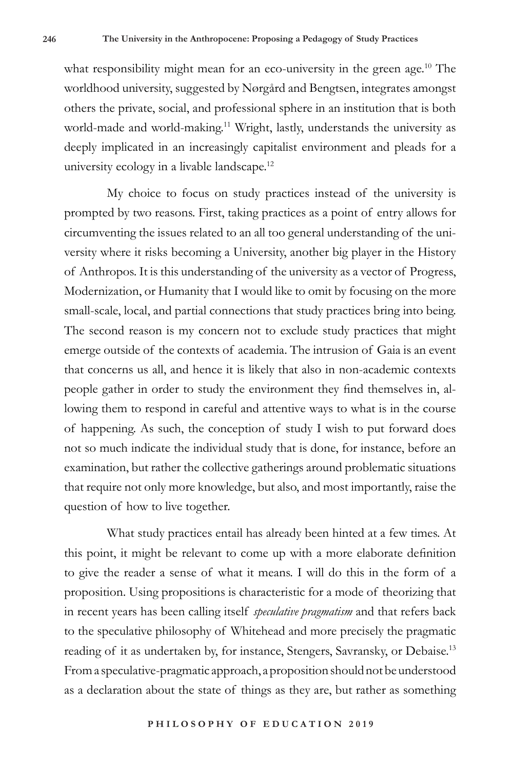what responsibility might mean for an eco-university in the green age.[10] The worldhood university, suggested by Nørgård and Bengtsen, integrates amongst others the private, social, and professional sphere in an institution that is both world-made and world-making.[11] Wright, lastly, understands the university as deeply implicated in an increasingly capitalist environment and pleads for a university ecology in a livable landscape.[12]

My choice to focus on study practices instead of the university is prompted by two reasons. First, taking practices as a point of entry allows for circumventing the issues related to an all too general understanding of the university where it risks becoming a University, another big player in the History of Anthropos. It is this understanding of the university as a vector of Progress, Modernization, or Humanity that I would like to omit by focusing on the more small-scale, local, and partial connections that study practices bring into being. The second reason is my concern not to exclude study practices that might emerge outside of the contexts of academia. The intrusion of Gaia is an event that concerns us all, and hence it is likely that also in non-academic contexts people gather in order to study the environment they find themselves in, allowing them to respond in careful and attentive ways to what is in the course of happening. As such, the conception of study I wish to put forward does not so much indicate the individual study that is done, for instance, before an examination, but rather the collective gatherings around problematic situations that require not only more knowledge, but also, and most importantly, raise the question of how to live together.

What study practices entail has already been hinted at a few times. At this point, it might be relevant to come up with a more elaborate definition to give the reader a sense of what it means. I will do this in the form of a proposition. Using propositions is characteristic for a mode of theorizing that in recent years has been calling itself *speculative pragmatism* and that refers back to the speculative philosophy of Whitehead and more precisely the pragmatic reading of it as undertaken by, for instance, Stengers, Savransky, or Debaise.[13] From a speculative-pragmatic approach, a proposition should not be understood as a declaration about the state of things as they are, but rather as something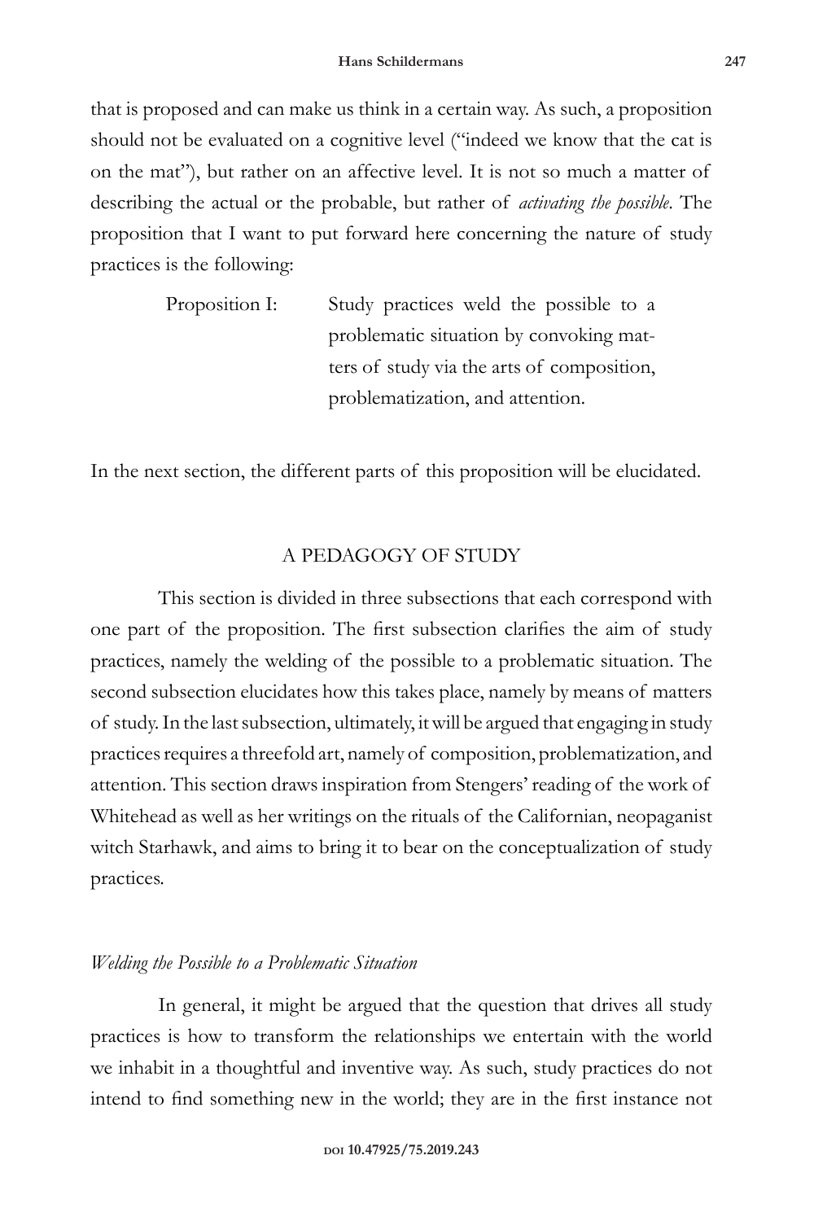that is proposed and can make us think in a certain way. As such, a proposition should not be evaluated on a cognitive level ("indeed we know that the cat is on the mat"), but rather on an affective level. It is not so much a matter of describing the actual or the probable, but rather of *activating the possible*. The proposition that I want to put forward here concerning the nature of study practices is the following:

> Proposition I: Study practices weld the possible to a problematic situation by convoking matters of study via the arts of composition, problematization, and attention.

In the next section, the different parts of this proposition will be elucidated.

## A PEDAGOGY OF STUDY

This section is divided in three subsections that each correspond with one part of the proposition. The first subsection clarifies the aim of study practices, namely the welding of the possible to a problematic situation. The second subsection elucidates how this takes place, namely by means of matters of study. In the last subsection, ultimately, it will be argued that engaging in study practices requires a threefold art, namely of composition, problematization, and attention. This section draws inspiration from Stengers' reading of the work of Whitehead as well as her writings on the rituals of the Californian, neopaganist witch Starhawk, and aims to bring it to bear on the conceptualization of study practices.

### *Welding the Possible to a Problematic Situation*

In general, it might be argued that the question that drives all study practices is how to transform the relationships we entertain with the world we inhabit in a thoughtful and inventive way. As such, study practices do not intend to find something new in the world; they are in the first instance not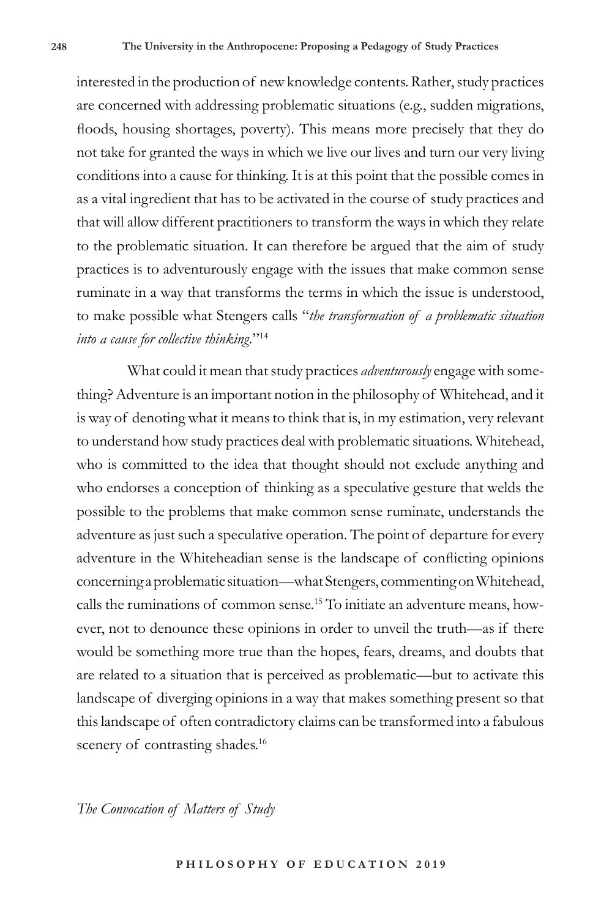interested in the production of new knowledge contents. Rather, study practices are concerned with addressing problematic situations (e.g., sudden migrations, floods, housing shortages, poverty). This means more precisely that they do not take for granted the ways in which we live our lives and turn our very living conditions into a cause for thinking. It is at this point that the possible comes in as a vital ingredient that has to be activated in the course of study practices and that will allow different practitioners to transform the ways in which they relate to the problematic situation. It can therefore be argued that the aim of study practices is to adventurously engage with the issues that make common sense ruminate in a way that transforms the terms in which the issue is understood, to make possible what Stengers calls "*the transformation of a problematic situation into a cause for collective thinking*."[14]

What could it mean that study practices *adventurously* engage with something? Adventure is an important notion in the philosophy of Whitehead, and it is way of denoting what it means to think that is, in my estimation, very relevant to understand how study practices deal with problematic situations. Whitehead, who is committed to the idea that thought should not exclude anything and who endorses a conception of thinking as a speculative gesture that welds the possible to the problems that make common sense ruminate, understands the adventure as just such a speculative operation. The point of departure for every adventure in the Whiteheadian sense is the landscape of conflicting opinions concerning a problematic situation—what Stengers, commenting on Whitehead, calls the ruminations of common sense.[15] To initiate an adventure means, however, not to denounce these opinions in order to unveil the truth—as if there would be something more true than the hopes, fears, dreams, and doubts that are related to a situation that is perceived as problematic—but to activate this landscape of diverging opinions in a way that makes something present so that this landscape of often contradictory claims can be transformed into a fabulous scenery of contrasting shades.[16]

*The Convocation of Matters of Study*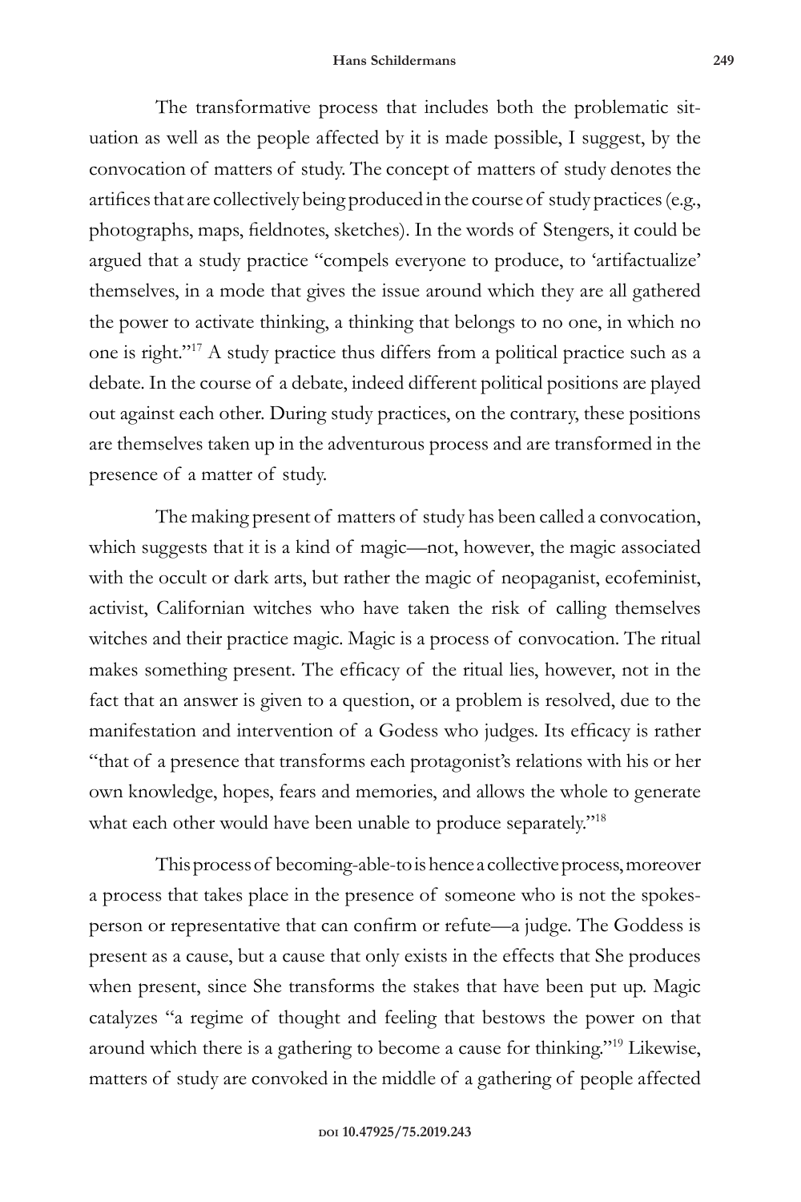The transformative process that includes both the problematic situation as well as the people affected by it is made possible, I suggest, by the convocation of matters of study. The concept of matters of study denotes the artifices that are collectively being produced in the course of study practices (e.g., photographs, maps, fieldnotes, sketches). In the words of Stengers, it could be argued that a study practice "compels everyone to produce, to 'artifactualize' themselves, in a mode that gives the issue around which they are all gathered the power to activate thinking, a thinking that belongs to no one, in which no one is right."[17] A study practice thus differs from a political practice such as a debate. In the course of a debate, indeed different political positions are played out against each other. During study practices, on the contrary, these positions are themselves taken up in the adventurous process and are transformed in the presence of a matter of study.

The making present of matters of study has been called a convocation, which suggests that it is a kind of magic—not, however, the magic associated with the occult or dark arts, but rather the magic of neopaganist, ecofeminist, activist, Californian witches who have taken the risk of calling themselves witches and their practice magic. Magic is a process of convocation. The ritual makes something present. The efficacy of the ritual lies, however, not in the fact that an answer is given to a question, or a problem is resolved, due to the manifestation and intervention of a Godess who judges. Its efficacy is rather "that of a presence that transforms each protagonist's relations with his or her own knowledge, hopes, fears and memories, and allows the whole to generate what each other would have been unable to produce separately."[18]

This process of becoming-able-to is hence a collective process, moreover a process that takes place in the presence of someone who is not the spokesperson or representative that can confirm or refute—a judge. The Goddess is present as a cause, but a cause that only exists in the effects that She produces when present, since She transforms the stakes that have been put up. Magic catalyzes "a regime of thought and feeling that bestows the power on that around which there is a gathering to become a cause for thinking."[19] Likewise, matters of study are convoked in the middle of a gathering of people affected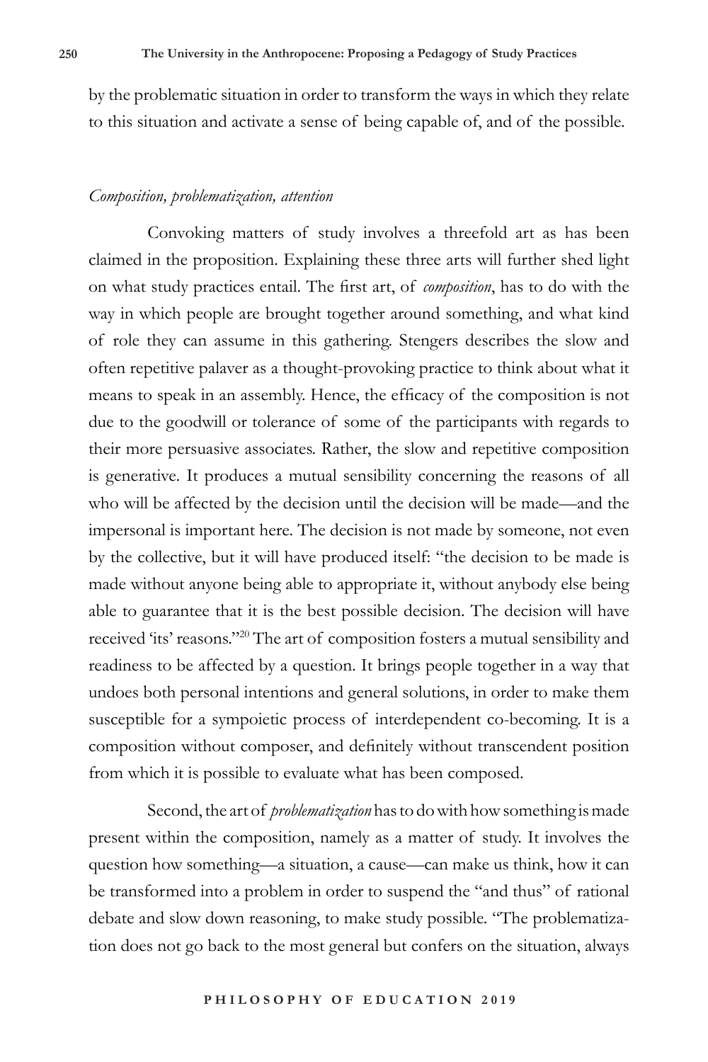by the problematic situation in order to transform the ways in which they relate to this situation and activate a sense of being capable of, and of the possible.

### *Composition, problematization, attention*

Convoking matters of study involves a threefold art as has been claimed in the proposition. Explaining these three arts will further shed light on what study practices entail. The first art, of *composition*, has to do with the way in which people are brought together around something, and what kind of role they can assume in this gathering. Stengers describes the slow and often repetitive palaver as a thought-provoking practice to think about what it means to speak in an assembly. Hence, the efficacy of the composition is not due to the goodwill or tolerance of some of the participants with regards to their more persuasive associates. Rather, the slow and repetitive composition is generative. It produces a mutual sensibility concerning the reasons of all who will be affected by the decision until the decision will be made—and the impersonal is important here. The decision is not made by someone, not even by the collective, but it will have produced itself: "the decision to be made is made without anyone being able to appropriate it, without anybody else being able to guarantee that it is the best possible decision. The decision will have received 'its' reasons."[20] The art of composition fosters a mutual sensibility and readiness to be affected by a question. It brings people together in a way that undoes both personal intentions and general solutions, in order to make them susceptible for a sympoietic process of interdependent co-becoming. It is a composition without composer, and definitely without transcendent position from which it is possible to evaluate what has been composed.

Second, the art of *problematization* has to do with how something is made present within the composition, namely as a matter of study. It involves the question how something—a situation, a cause—can make us think, how it can be transformed into a problem in order to suspend the "and thus" of rational debate and slow down reasoning, to make study possible. "The problematization does not go back to the most general but confers on the situation, always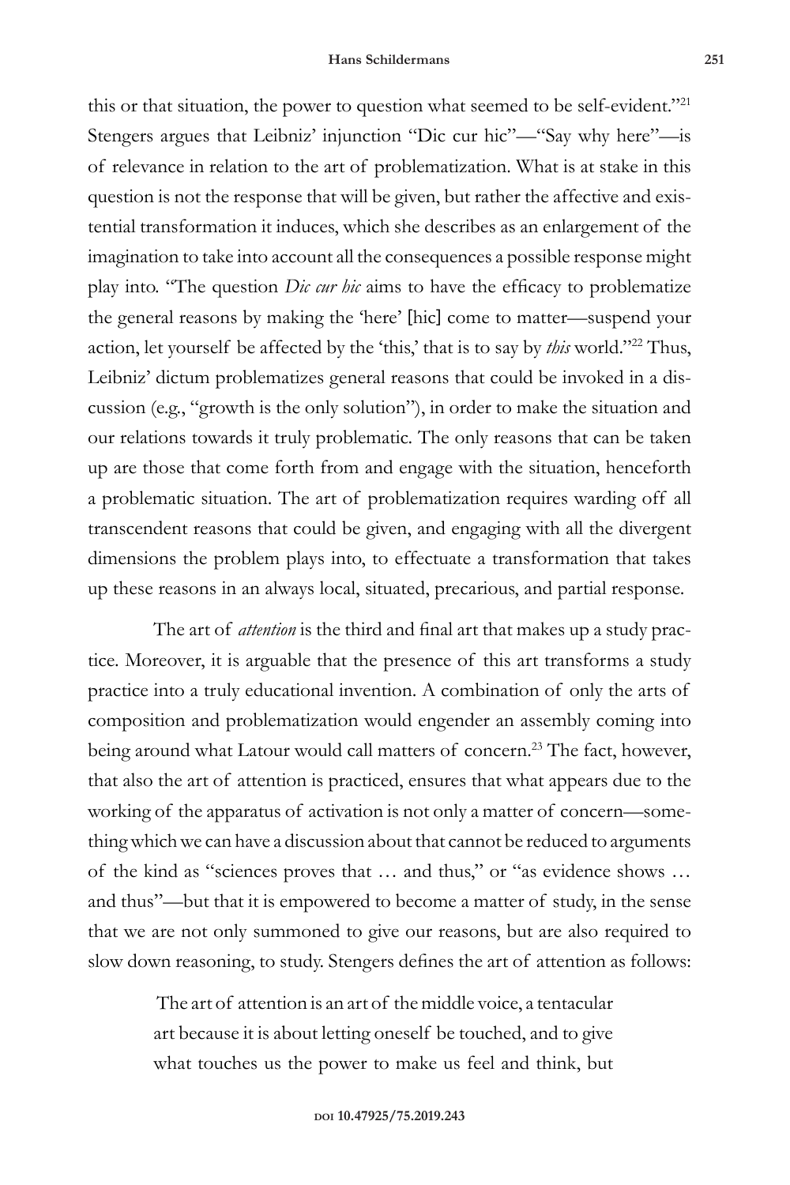this or that situation, the power to question what seemed to be self-evident."[21] Stengers argues that Leibniz' injunction "Dic cur hic"—"Say why here"—is of relevance in relation to the art of problematization. What is at stake in this question is not the response that will be given, but rather the affective and existential transformation it induces, which she describes as an enlargement of the imagination to take into account all the consequences a possible response might play into. "The question *Dic cur hic* aims to have the efficacy to problematize the general reasons by making the 'here' [hic] come to matter—suspend your action, let yourself be affected by the 'this,' that is to say by *this* world."[22] Thus, Leibniz' dictum problematizes general reasons that could be invoked in a discussion (e.g., "growth is the only solution"), in order to make the situation and our relations towards it truly problematic. The only reasons that can be taken up are those that come forth from and engage with the situation, henceforth a problematic situation. The art of problematization requires warding off all transcendent reasons that could be given, and engaging with all the divergent dimensions the problem plays into, to effectuate a transformation that takes up these reasons in an always local, situated, precarious, and partial response.

The art of *attention* is the third and final art that makes up a study practice. Moreover, it is arguable that the presence of this art transforms a study practice into a truly educational invention. A combination of only the arts of composition and problematization would engender an assembly coming into being around what Latour would call matters of concern.[23] The fact, however, that also the art of attention is practiced, ensures that what appears due to the working of the apparatus of activation is not only a matter of concern—something which we can have a discussion about that cannot be reduced to arguments of the kind as "sciences proves that … and thus," or "as evidence shows … and thus"—but that it is empowered to become a matter of study, in the sense that we are not only summoned to give our reasons, but are also required to slow down reasoning, to study. Stengers defines the art of attention as follows:

> The art of attention is an art of the middle voice, a tentacular art because it is about letting oneself be touched, and to give what touches us the power to make us feel and think, but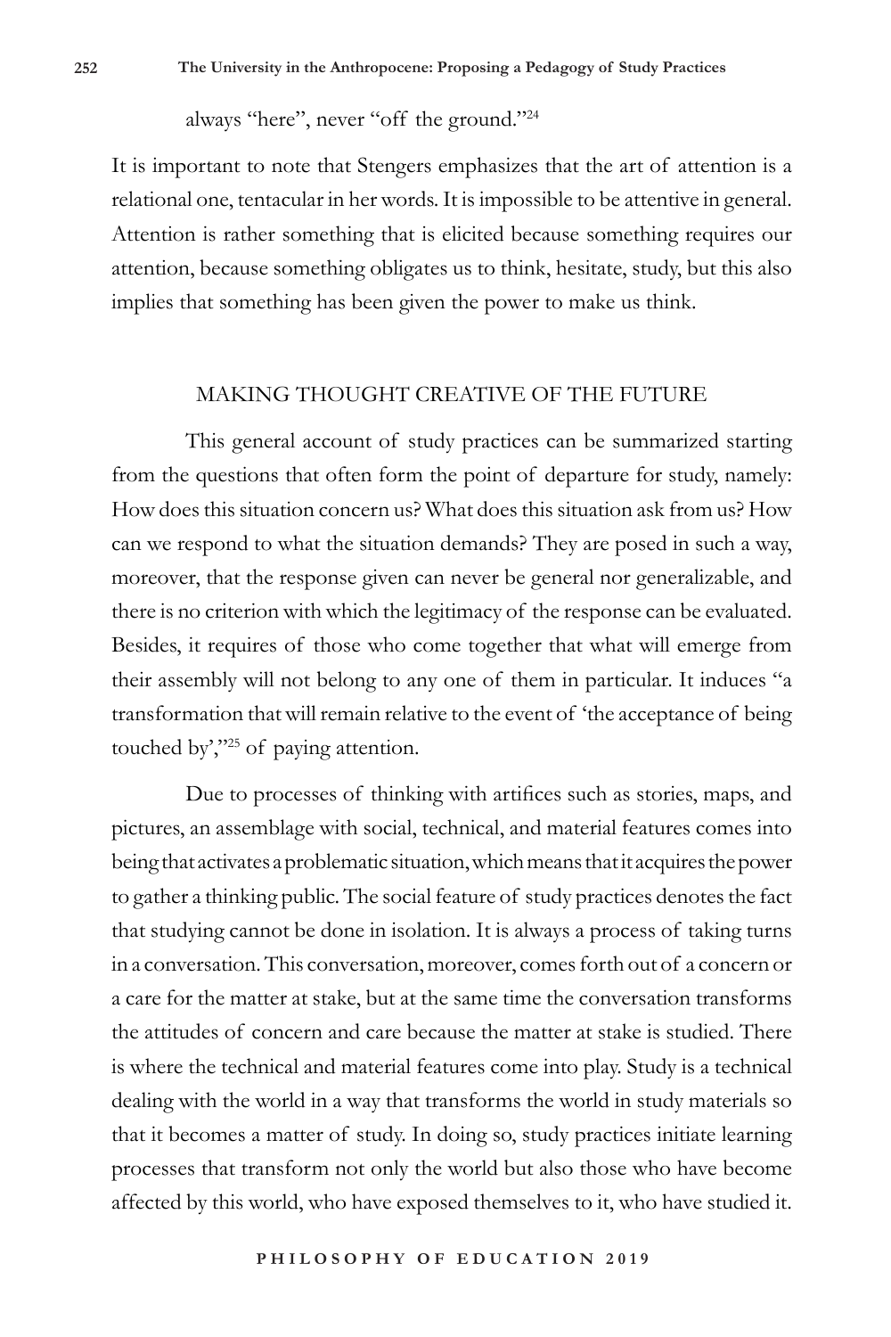always "here", never "off the ground."[24]

It is important to note that Stengers emphasizes that the art of attention is a relational one, tentacular in her words. It is impossible to be attentive in general. Attention is rather something that is elicited because something requires our attention, because something obligates us to think, hesitate, study, but this also implies that something has been given the power to make us think.

## MAKING THOUGHT CREATIVE OF THE FUTURE

This general account of study practices can be summarized starting from the questions that often form the point of departure for study, namely: How does this situation concern us? What does this situation ask from us? How can we respond to what the situation demands? They are posed in such a way, moreover, that the response given can never be general nor generalizable, and there is no criterion with which the legitimacy of the response can be evaluated. Besides, it requires of those who come together that what will emerge from their assembly will not belong to any one of them in particular. It induces "a transformation that will remain relative to the event of 'the acceptance of being touched by',"[25] of paying attention.

Due to processes of thinking with artifices such as stories, maps, and pictures, an assemblage with social, technical, and material features comes into being that activates a problematic situation, which means that it acquires the power to gather a thinking public. The social feature of study practices denotes the fact that studying cannot be done in isolation. It is always a process of taking turns in a conversation. This conversation, moreover, comes forth out of a concern or a care for the matter at stake, but at the same time the conversation transforms the attitudes of concern and care because the matter at stake is studied. There is where the technical and material features come into play. Study is a technical dealing with the world in a way that transforms the world in study materials so that it becomes a matter of study. In doing so, study practices initiate learning processes that transform not only the world but also those who have become affected by this world, who have exposed themselves to it, who have studied it.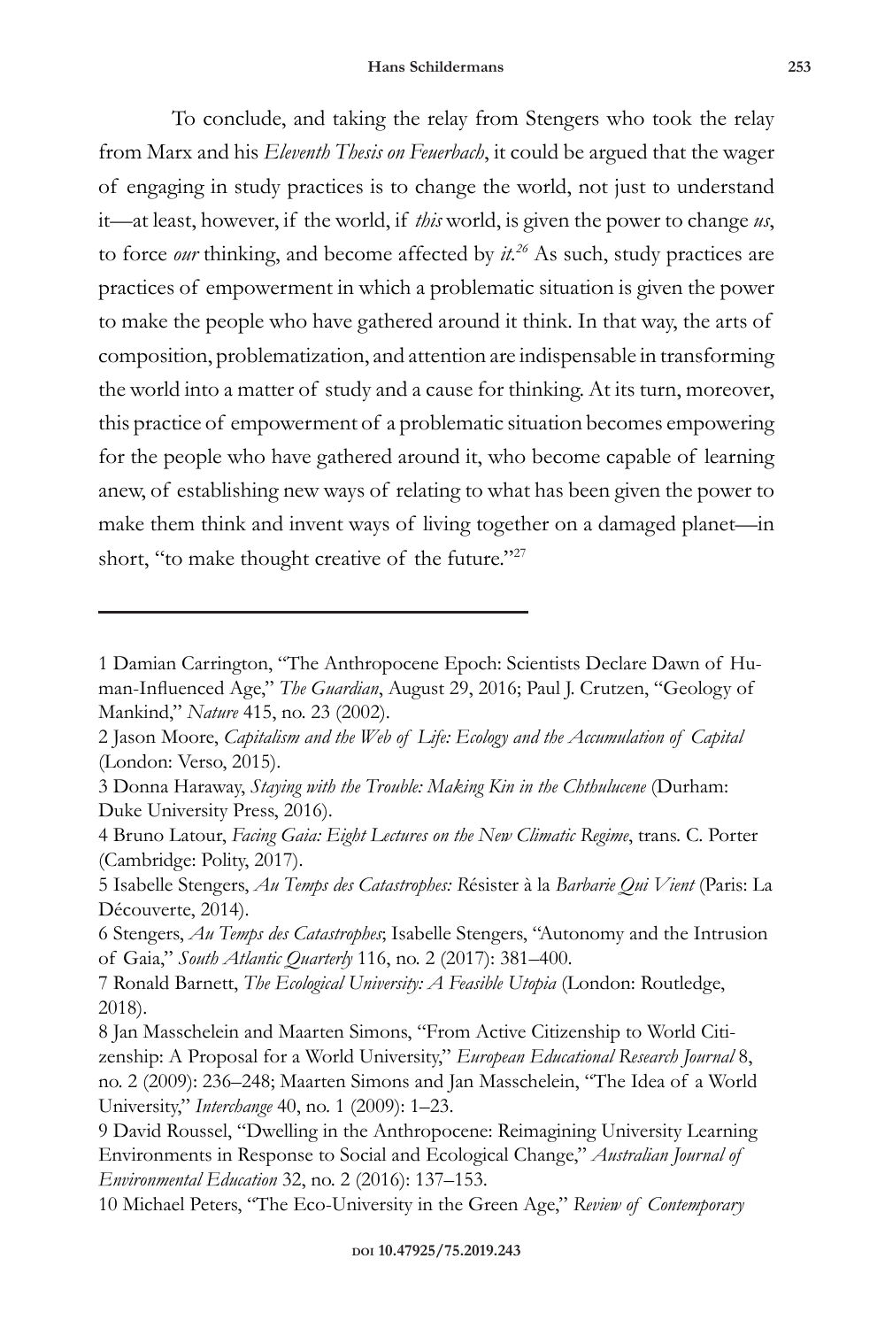To conclude, and taking the relay from Stengers who took the relay from Marx and his *Eleventh Thesis on Feuerbach*, it could be argued that the wager of engaging in study practices is to change the world, not just to understand it—at least, however, if the world, if *this* world, is given the power to change *us*, to force *our* thinking, and become affected by *it*.[26] As such, study practices are practices of empowerment in which a problematic situation is given the power to make the people who have gathered around it think. In that way, the arts of composition, problematization, and attention are indispensable in transforming the world into a matter of study and a cause for thinking. At its turn, moreover, this practice of empowerment of a problematic situation becomes empowering for the people who have gathered around it, who become capable of learning anew, of establishing new ways of relating to what has been given the power to make them think and invent ways of living together on a damaged planet—in short, "to make thought creative of the future."[27]

---

1 Damian Carrington, "The Anthropocene Epoch: Scientists Declare Dawn of Human-Influenced Age," *The Guardian*, August 29, 2016; Paul J. Crutzen, "Geology of Mankind," *Nature* 415, no. 23 (2002).

2 Jason Moore, *Capitalism and the Web of Life: Ecology and the Accumulation of Capital* (London: Verso, 2015).

3 Donna Haraway, *Staying with the Trouble: Making Kin in the Chthulucene* (Durham: Duke University Press, 2016).

4 Bruno Latour, *Facing Gaia: Eight Lectures on the New Climatic Regime*, trans. C. Porter (Cambridge: Polity, 2017).

5 Isabelle Stengers, *Au Temps des Catastrophes:* Résister à la *Barbarie Qui Vient* (Paris: La Découverte, 2014).

6 Stengers, *Au Temps des Catastrophes*; Isabelle Stengers, "Autonomy and the Intrusion of Gaia," *South Atlantic Quarterly* 116, no. 2 (2017): 381–400.

7 Ronald Barnett, *The Ecological University: A Feasible Utopia* (London: Routledge, 2018).

8 Jan Masschelein and Maarten Simons, "From Active Citizenship to World Citizenship: A Proposal for a World University," *European Educational Research Journal* 8, no. 2 (2009): 236–248; Maarten Simons and Jan Masschelein, "The Idea of a World University," *Interchange* 40, no. 1 (2009): 1–23.

9 David Roussel, "Dwelling in the Anthropocene: Reimagining University Learning Environments in Response to Social and Ecological Change," *Australian Journal of Environmental Education* 32, no. 2 (2016): 137–153.

10 Michael Peters, "The Eco-University in the Green Age," *Review of Contemporary*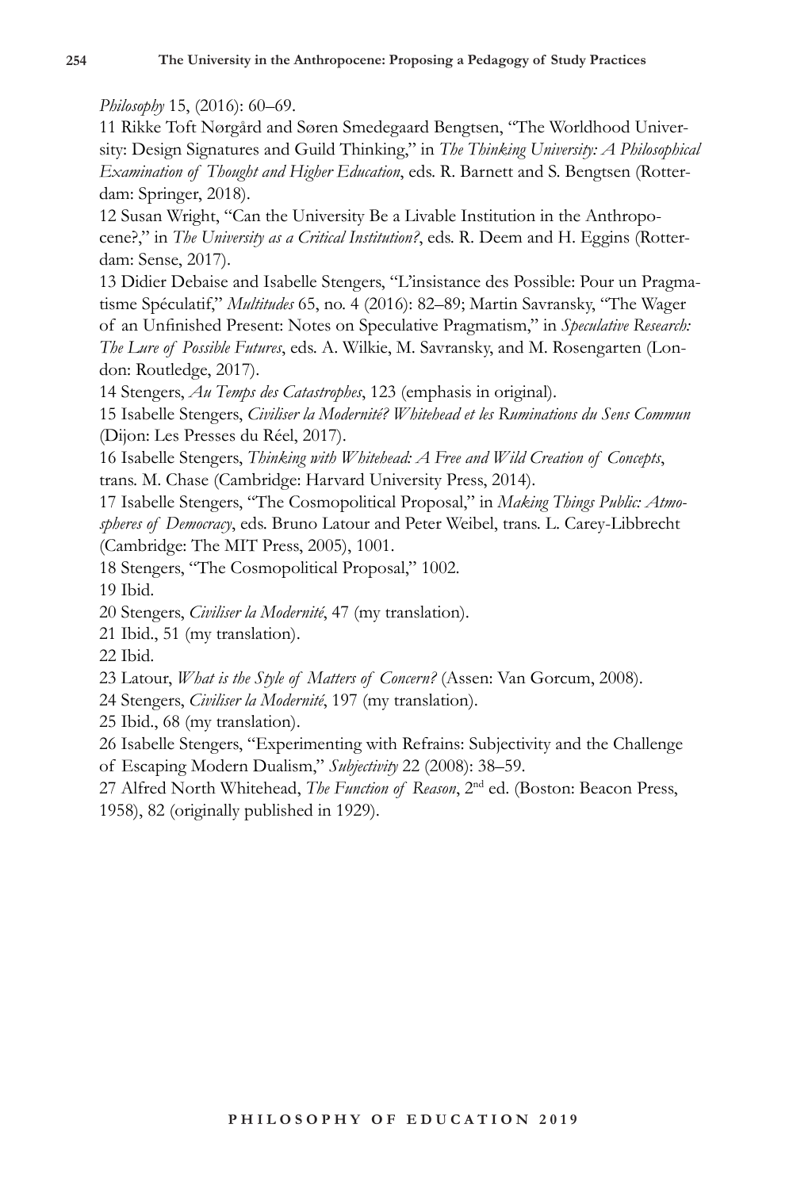*Philosophy* 15, (2016): 60–69.

11 Rikke Toft Nørgård and Søren Smedegaard Bengtsen, "The Worldhood University: Design Signatures and Guild Thinking," in *The Thinking University: A Philosophical Examination of Thought and Higher Education*, eds. R. Barnett and S. Bengtsen (Rotterdam: Springer, 2018).

12 Susan Wright, "Can the University Be a Livable Institution in the Anthropocene?," in *The University as a Critical Institution?*, eds. R. Deem and H. Eggins (Rotterdam: Sense, 2017).

13 Didier Debaise and Isabelle Stengers, "L'insistance des Possible: Pour un Pragmatisme Spéculatif," *Multitudes* 65, no. 4 (2016): 82–89; Martin Savransky, "The Wager of an Unfinished Present: Notes on Speculative Pragmatism," in *Speculative Research: The Lure of Possible Futures*, eds. A. Wilkie, M. Savransky, and M. Rosengarten (London: Routledge, 2017).

14 Stengers, *Au Temps des Catastrophes*, 123 (emphasis in original).

15 Isabelle Stengers, *Civiliser la Modernité? Whitehead et les Ruminations du Sens Commun* (Dijon: Les Presses du Réel, 2017).

16 Isabelle Stengers, *Thinking with Whitehead: A Free and Wild Creation of Concepts*, trans. M. Chase (Cambridge: Harvard University Press, 2014).

17 Isabelle Stengers, "The Cosmopolitical Proposal," in *Making Things Public: Atmospheres of Democracy*, eds. Bruno Latour and Peter Weibel, trans. L. Carey-Libbrecht (Cambridge: The MIT Press, 2005), 1001.

18 Stengers, "The Cosmopolitical Proposal," 1002.

19 Ibid.

20 Stengers, *Civiliser la Modernité*, 47 (my translation).

21 Ibid., 51 (my translation).

22 Ibid.

23 Latour, *What is the Style of Matters of Concern?* (Assen: Van Gorcum, 2008).

24 Stengers, *Civiliser la Modernité*, 197 (my translation).

25 Ibid., 68 (my translation).

26 Isabelle Stengers, "Experimenting with Refrains: Subjectivity and the Challenge of Escaping Modern Dualism," *Subjectivity* 22 (2008): 38–59.

27 Alfred North Whitehead, *The Function of Reason*, 2nd ed. (Boston: Beacon Press, 1958), 82 (originally published in 1929).